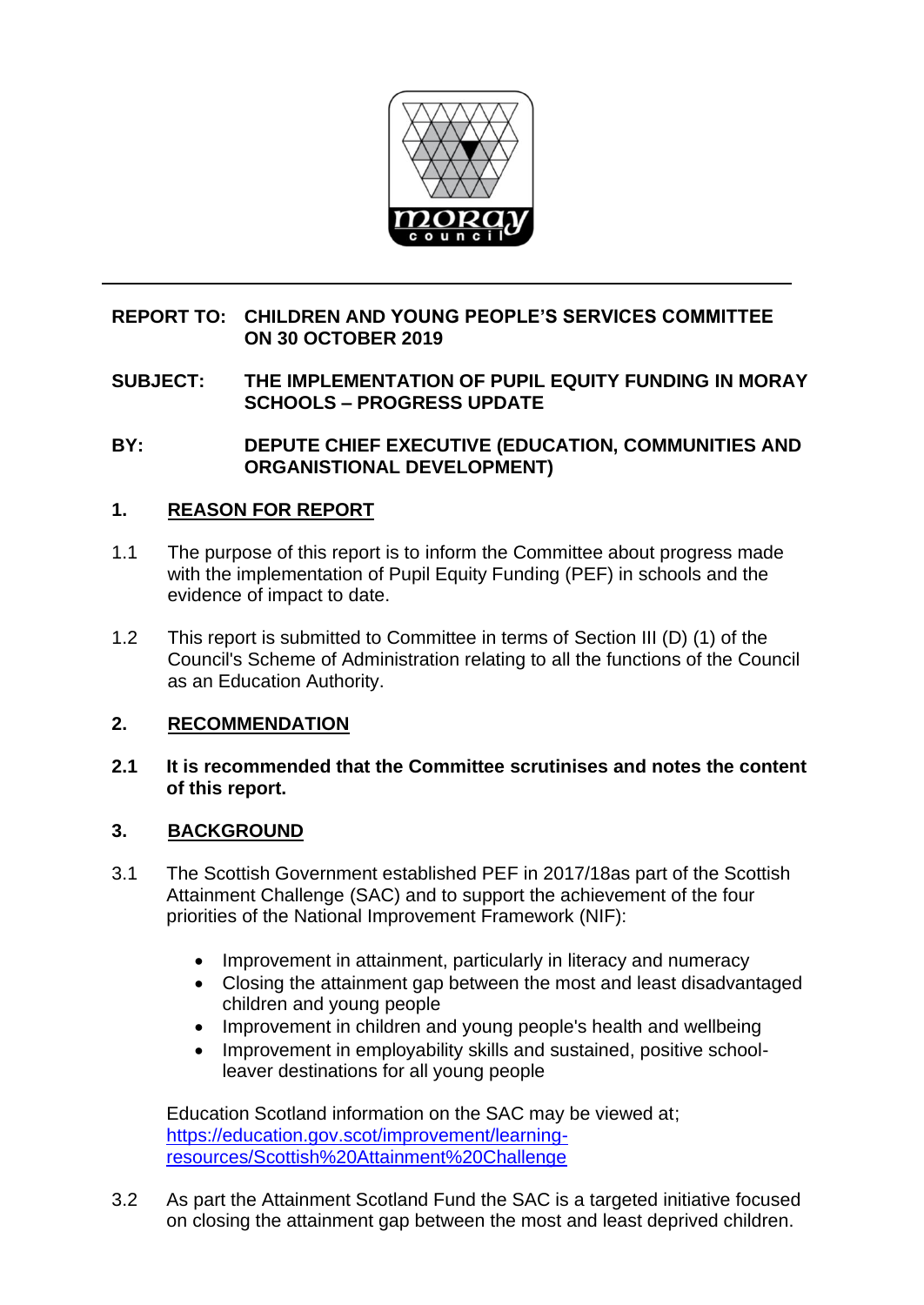**REPORT TO:** **CHILDREN AND YOUNG PEOPLE'S SERVICES COMMITTEE ON 30 OCTOBER 2019**

**SUBJECT:** **THE IMPLEMENTATION OF PUPIL EQUITY FUNDING IN MORAY SCHOOLS – PROGRESS UPDATE**

**BY:** **DEPUTE CHIEF EXECUTIVE (EDUCATION, COMMUNITIES AND ORGANISTIONAL DEVELOPMENT)**

## 1. REASON FOR REPORT

1.1 The purpose of this report is to inform the Committee about progress made with the implementation of Pupil Equity Funding (PEF) in schools and the evidence of impact to date.

1.2 This report is submitted to Committee in terms of Section III (D) (1) of the Council's Scheme of Administration relating to all the functions of the Council as an Education Authority.

## 2. RECOMMENDATION

**2.1 It is recommended that the Committee scrutinises and notes the content of this report.**

## 3. BACKGROUND

3.1 The Scottish Government established PEF in 2017/18as part of the Scottish Attainment Challenge (SAC) and to support the achievement of the four priorities of the National Improvement Framework (NIF):

- Improvement in attainment, particularly in literacy and numeracy
- Closing the attainment gap between the most and least disadvantaged children and young people
- Improvement in children and young people's health and wellbeing
- Improvement in employability skills and sustained, positive school-leaver destinations for all young people

Education Scotland information on the SAC may be viewed at; https://education.gov.scot/improvement/learning-resources/Scottish%20Attainment%20Challenge

3.2 As part the Attainment Scotland Fund the SAC is a targeted initiative focused on closing the attainment gap between the most and least deprived children.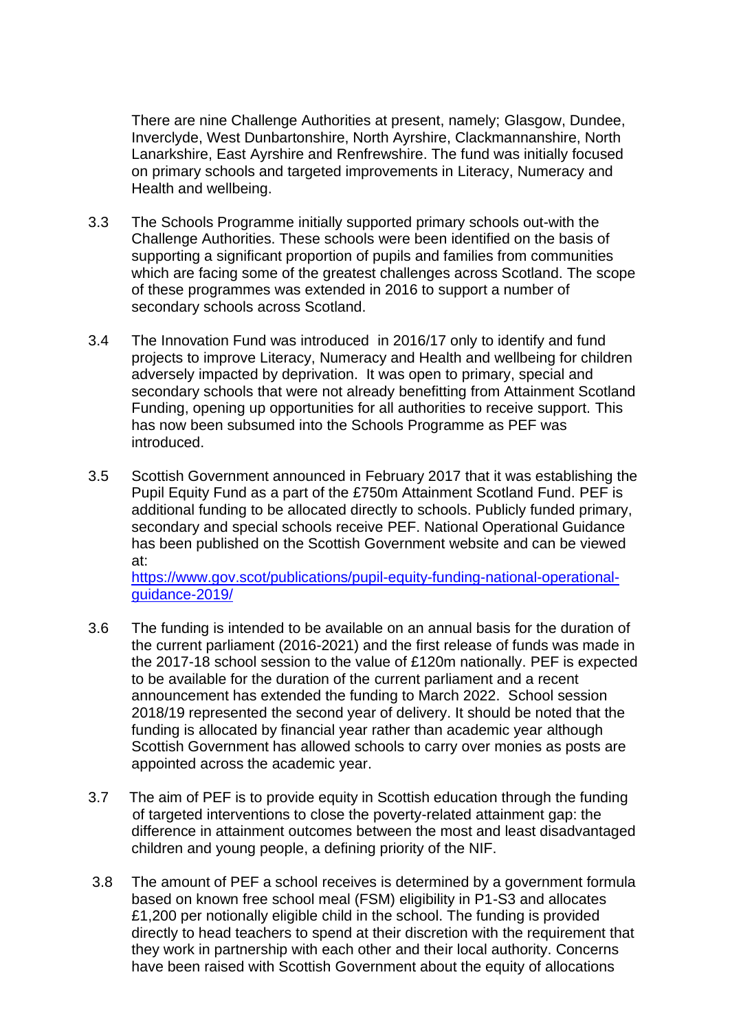There are nine Challenge Authorities at present, namely; Glasgow, Dundee, Inverclyde, West Dunbartonshire, North Ayrshire, Clackmannanshire, North Lanarkshire, East Ayrshire and Renfrewshire. The fund was initially focused on primary schools and targeted improvements in Literacy, Numeracy and Health and wellbeing.

3.3 The Schools Programme initially supported primary schools out-with the Challenge Authorities. These schools were been identified on the basis of supporting a significant proportion of pupils and families from communities which are facing some of the greatest challenges across Scotland. The scope of these programmes was extended in 2016 to support a number of secondary schools across Scotland.

3.4 The Innovation Fund was introduced in 2016/17 only to identify and fund projects to improve Literacy, Numeracy and Health and wellbeing for children adversely impacted by deprivation. It was open to primary, special and secondary schools that were not already benefitting from Attainment Scotland Funding, opening up opportunities for all authorities to receive support. This has now been subsumed into the Schools Programme as PEF was introduced.

3.5 Scottish Government announced in February 2017 that it was establishing the Pupil Equity Fund as a part of the £750m Attainment Scotland Fund. PEF is additional funding to be allocated directly to schools. Publicly funded primary, secondary and special schools receive PEF. National Operational Guidance has been published on the Scottish Government website and can be viewed at:
[https://www.gov.scot/publications/pupil-equity-funding-national-operational-guidance-2019/](https://www.gov.scot/publications/pupil-equity-funding-national-operational-guidance-2019/)

3.6 The funding is intended to be available on an annual basis for the duration of the current parliament (2016-2021) and the first release of funds was made in the 2017-18 school session to the value of £120m nationally. PEF is expected to be available for the duration of the current parliament and a recent announcement has extended the funding to March 2022. School session 2018/19 represented the second year of delivery. It should be noted that the funding is allocated by financial year rather than academic year although Scottish Government has allowed schools to carry over monies as posts are appointed across the academic year.

3.7 The aim of PEF is to provide equity in Scottish education through the funding of targeted interventions to close the poverty-related attainment gap: the difference in attainment outcomes between the most and least disadvantaged children and young people, a defining priority of the NIF.

3.8 The amount of PEF a school receives is determined by a government formula based on known free school meal (FSM) eligibility in P1-S3 and allocates £1,200 per notionally eligible child in the school. The funding is provided directly to head teachers to spend at their discretion with the requirement that they work in partnership with each other and their local authority. Concerns have been raised with Scottish Government about the equity of allocations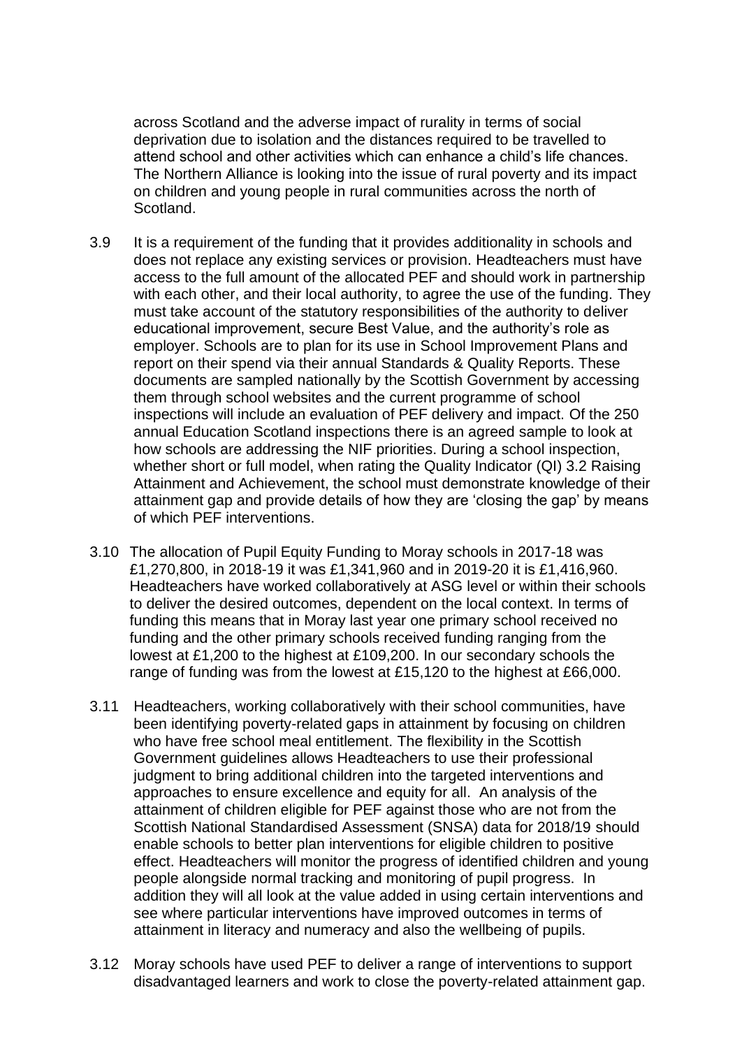across Scotland and the adverse impact of rurality in terms of social deprivation due to isolation and the distances required to be travelled to attend school and other activities which can enhance a child's life chances. The Northern Alliance is looking into the issue of rural poverty and its impact on children and young people in rural communities across the north of Scotland.

3.9 It is a requirement of the funding that it provides additionality in schools and does not replace any existing services or provision. Headteachers must have access to the full amount of the allocated PEF and should work in partnership with each other, and their local authority, to agree the use of the funding. They must take account of the statutory responsibilities of the authority to deliver educational improvement, secure Best Value, and the authority's role as employer. Schools are to plan for its use in School Improvement Plans and report on their spend via their annual Standards & Quality Reports. These documents are sampled nationally by the Scottish Government by accessing them through school websites and the current programme of school inspections will include an evaluation of PEF delivery and impact. Of the 250 annual Education Scotland inspections there is an agreed sample to look at how schools are addressing the NIF priorities. During a school inspection, whether short or full model, when rating the Quality Indicator (QI) 3.2 Raising Attainment and Achievement, the school must demonstrate knowledge of their attainment gap and provide details of how they are 'closing the gap' by means of which PEF interventions.

3.10 The allocation of Pupil Equity Funding to Moray schools in 2017-18 was £1,270,800, in 2018-19 it was £1,341,960 and in 2019-20 it is £1,416,960. Headteachers have worked collaboratively at ASG level or within their schools to deliver the desired outcomes, dependent on the local context. In terms of funding this means that in Moray last year one primary school received no funding and the other primary schools received funding ranging from the lowest at £1,200 to the highest at £109,200. In our secondary schools the range of funding was from the lowest at £15,120 to the highest at £66,000.

3.11 Headteachers, working collaboratively with their school communities, have been identifying poverty-related gaps in attainment by focusing on children who have free school meal entitlement. The flexibility in the Scottish Government guidelines allows Headteachers to use their professional judgment to bring additional children into the targeted interventions and approaches to ensure excellence and equity for all. An analysis of the attainment of children eligible for PEF against those who are not from the Scottish National Standardised Assessment (SNSA) data for 2018/19 should enable schools to better plan interventions for eligible children to positive effect. Headteachers will monitor the progress of identified children and young people alongside normal tracking and monitoring of pupil progress. In addition they will all look at the value added in using certain interventions and see where particular interventions have improved outcomes in terms of attainment in literacy and numeracy and also the wellbeing of pupils.

3.12 Moray schools have used PEF to deliver a range of interventions to support disadvantaged learners and work to close the poverty-related attainment gap.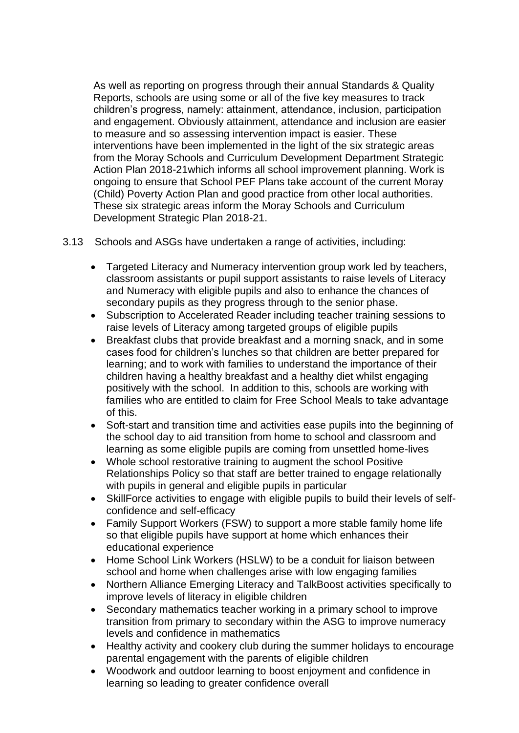As well as reporting on progress through their annual Standards & Quality Reports, schools are using some or all of the five key measures to track children's progress, namely: attainment, attendance, inclusion, participation and engagement. Obviously attainment, attendance and inclusion are easier to measure and so assessing intervention impact is easier. These interventions have been implemented in the light of the six strategic areas from the Moray Schools and Curriculum Development Department Strategic Action Plan 2018-21which informs all school improvement planning. Work is ongoing to ensure that School PEF Plans take account of the current Moray (Child) Poverty Action Plan and good practice from other local authorities. These six strategic areas inform the Moray Schools and Curriculum Development Strategic Plan 2018-21.

3.13 Schools and ASGs have undertaken a range of activities, including:

- Targeted Literacy and Numeracy intervention group work led by teachers, classroom assistants or pupil support assistants to raise levels of Literacy and Numeracy with eligible pupils and also to enhance the chances of secondary pupils as they progress through to the senior phase.
- Subscription to Accelerated Reader including teacher training sessions to raise levels of Literacy among targeted groups of eligible pupils
- Breakfast clubs that provide breakfast and a morning snack, and in some cases food for children's lunches so that children are better prepared for learning; and to work with families to understand the importance of their children having a healthy breakfast and a healthy diet whilst engaging positively with the school. In addition to this, schools are working with families who are entitled to claim for Free School Meals to take advantage of this.
- Soft-start and transition time and activities ease pupils into the beginning of the school day to aid transition from home to school and classroom and learning as some eligible pupils are coming from unsettled home-lives
- Whole school restorative training to augment the school Positive Relationships Policy so that staff are better trained to engage relationally with pupils in general and eligible pupils in particular
- SkillForce activities to engage with eligible pupils to build their levels of self-confidence and self-efficacy
- Family Support Workers (FSW) to support a more stable family home life so that eligible pupils have support at home which enhances their educational experience
- Home School Link Workers (HSLW) to be a conduit for liaison between school and home when challenges arise with low engaging families
- Northern Alliance Emerging Literacy and TalkBoost activities specifically to improve levels of literacy in eligible children
- Secondary mathematics teacher working in a primary school to improve transition from primary to secondary within the ASG to improve numeracy levels and confidence in mathematics
- Healthy activity and cookery club during the summer holidays to encourage parental engagement with the parents of eligible children
- Woodwork and outdoor learning to boost enjoyment and confidence in learning so leading to greater confidence overall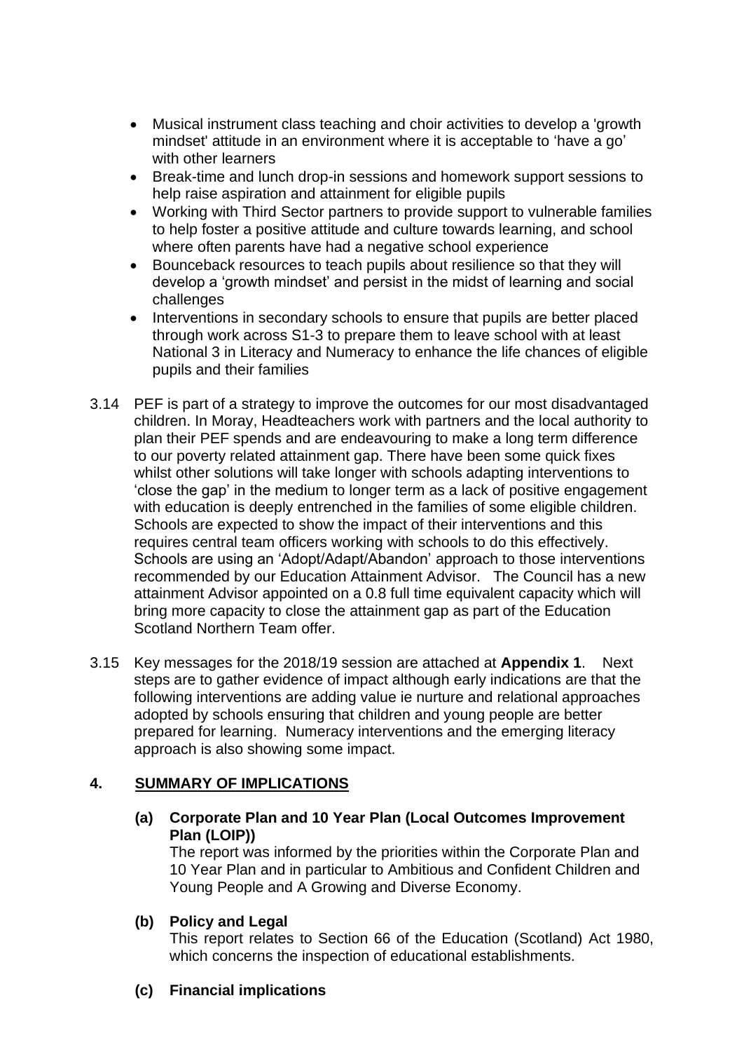- Musical instrument class teaching and choir activities to develop a 'growth mindset' attitude in an environment where it is acceptable to 'have a go' with other learners
- Break-time and lunch drop-in sessions and homework support sessions to help raise aspiration and attainment for eligible pupils
- Working with Third Sector partners to provide support to vulnerable families to help foster a positive attitude and culture towards learning, and school where often parents have had a negative school experience
- Bounceback resources to teach pupils about resilience so that they will develop a 'growth mindset' and persist in the midst of learning and social challenges
- Interventions in secondary schools to ensure that pupils are better placed through work across S1-3 to prepare them to leave school with at least National 3 in Literacy and Numeracy to enhance the life chances of eligible pupils and their families

3.14 PEF is part of a strategy to improve the outcomes for our most disadvantaged children. In Moray, Headteachers work with partners and the local authority to plan their PEF spends and are endeavouring to make a long term difference to our poverty related attainment gap. There have been some quick fixes whilst other solutions will take longer with schools adapting interventions to 'close the gap' in the medium to longer term as a lack of positive engagement with education is deeply entrenched in the families of some eligible children. Schools are expected to show the impact of their interventions and this requires central team officers working with schools to do this effectively. Schools are using an 'Adopt/Adapt/Abandon' approach to those interventions recommended by our Education Attainment Advisor. The Council has a new attainment Advisor appointed on a 0.8 full time equivalent capacity which will bring more capacity to close the attainment gap as part of the Education Scotland Northern Team offer.

3.15 Key messages for the 2018/19 session are attached at **Appendix 1**. Next steps are to gather evidence of impact although early indications are that the following interventions are adding value ie nurture and relational approaches adopted by schools ensuring that children and young people are better prepared for learning. Numeracy interventions and the emerging literacy approach is also showing some impact.

## 4. SUMMARY OF IMPLICATIONS

**(a) Corporate Plan and 10 Year Plan (Local Outcomes Improvement Plan (LOIP))**

The report was informed by the priorities within the Corporate Plan and 10 Year Plan and in particular to Ambitious and Confident Children and Young People and A Growing and Diverse Economy.

**(b) Policy and Legal**

This report relates to Section 66 of the Education (Scotland) Act 1980, which concerns the inspection of educational establishments.

**(c) Financial implications**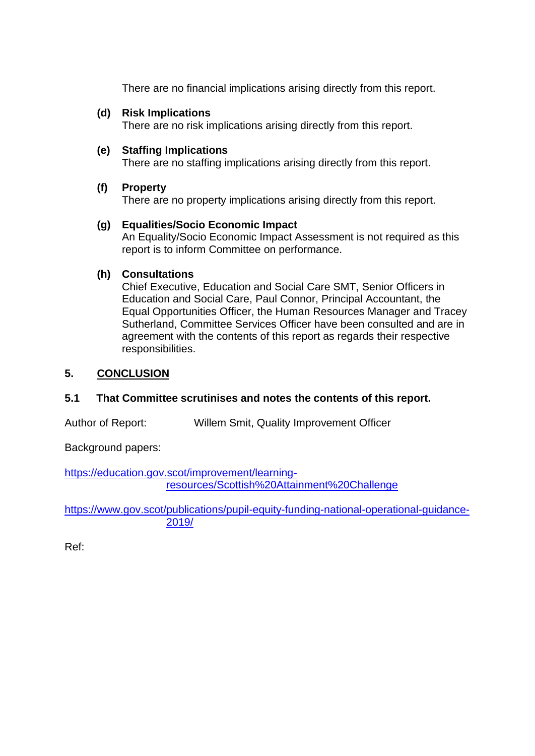There are no financial implications arising directly from this report.

**(d) Risk Implications**
There are no risk implications arising directly from this report.

**(e) Staffing Implications**
There are no staffing implications arising directly from this report.

**(f) Property**
There are no property implications arising directly from this report.

**(g) Equalities/Socio Economic Impact**
An Equality/Socio Economic Impact Assessment is not required as this report is to inform Committee on performance.

**(h) Consultations**
Chief Executive, Education and Social Care SMT, Senior Officers in Education and Social Care, Paul Connor, Principal Accountant, the Equal Opportunities Officer, the Human Resources Manager and Tracey Sutherland, Committee Services Officer have been consulted and are in agreement with the contents of this report as regards their respective responsibilities.

## 5. CONCLUSION

**5.1 That Committee scrutinises and notes the contents of this report.**

Author of Report: Willem Smit, Quality Improvement Officer

Background papers:

https://education.gov.scot/improvement/learning-resources/Scottish%20Attainment%20Challenge

https://www.gov.scot/publications/pupil-equity-funding-national-operational-guidance-2019/

Ref: